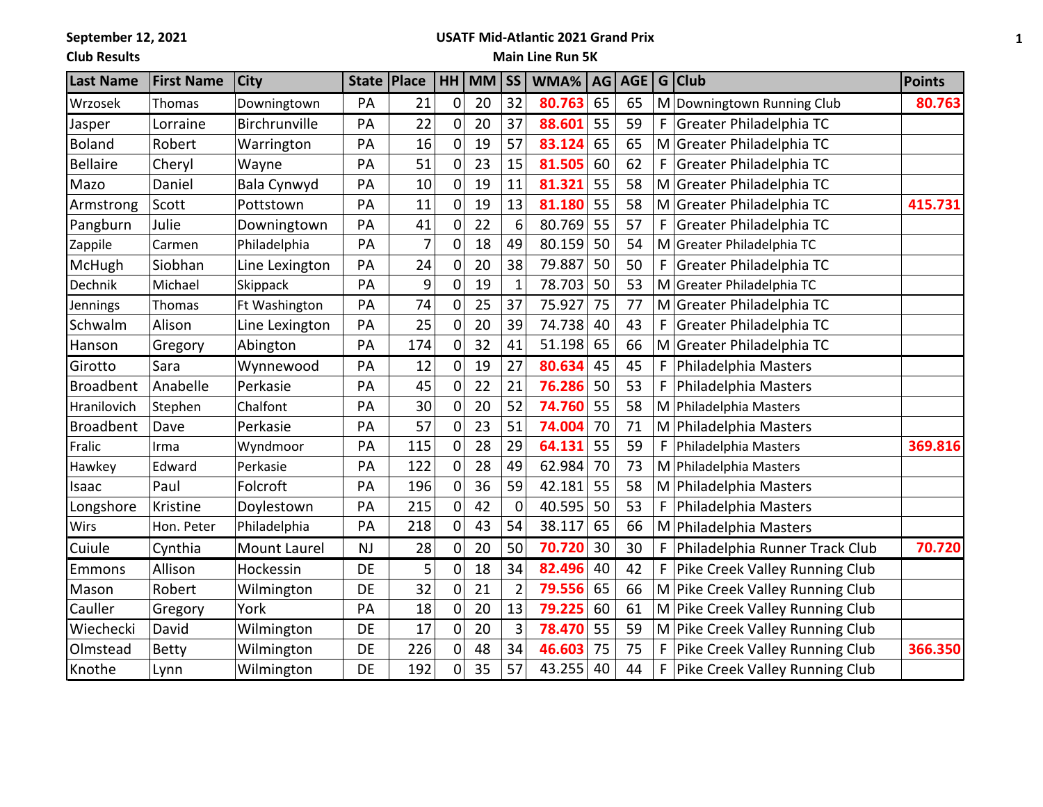September 12, 2021

Club Results

## USATF Mid-Atlantic 2021 Grand Prix

### Main Line Run 5K

| Last Name | First Name | City | State | Place | HH | MM | SS | WMA% | AG | AGE | G | Club | Points |
|---|---|---|---|---|---|---|---|---|---|---|---|---|---|
| Wrzosek | Thomas | Downingtown | PA | 21 | 0 | 20 | 32 | **80.763** | 65 | 65 | M | Downingtown Running Club | **80.763** |
| Jasper | Lorraine | Birchrunville | PA | 22 | 0 | 20 | 37 | **88.601** | 55 | 59 | F | Greater Philadelphia TC | |
| Boland | Robert | Warrington | PA | 16 | 0 | 19 | 57 | **83.124** | 65 | 65 | M | Greater Philadelphia TC | |
| Bellaire | Cheryl | Wayne | PA | 51 | 0 | 23 | 15 | **81.505** | 60 | 62 | F | Greater Philadelphia TC | |
| Mazo | Daniel | Bala Cynwyd | PA | 10 | 0 | 19 | 11 | **81.321** | 55 | 58 | M | Greater Philadelphia TC | |
| Armstrong | Scott | Pottstown | PA | 11 | 0 | 19 | 13 | **81.180** | 55 | 58 | M | Greater Philadelphia TC | **415.731** |
| Pangburn | Julie | Downingtown | PA | 41 | 0 | 22 | 6 | 80.769 | 55 | 57 | F | Greater Philadelphia TC | |
| Zappile | Carmen | Philadelphia | PA | 7 | 0 | 18 | 49 | 80.159 | 50 | 54 | M | Greater Philadelphia TC | |
| McHugh | Siobhan | Line Lexington | PA | 24 | 0 | 20 | 38 | 79.887 | 50 | 50 | F | Greater Philadelphia TC | |
| Dechnik | Michael | Skippack | PA | 9 | 0 | 19 | 1 | 78.703 | 50 | 53 | M | Greater Philadelphia TC | |
| Jennings | Thomas | Ft Washington | PA | 74 | 0 | 25 | 37 | 75.927 | 75 | 77 | M | Greater Philadelphia TC | |
| Schwalm | Alison | Line Lexington | PA | 25 | 0 | 20 | 39 | 74.738 | 40 | 43 | F | Greater Philadelphia TC | |
| Hanson | Gregory | Abington | PA | 174 | 0 | 32 | 41 | 51.198 | 65 | 66 | M | Greater Philadelphia TC | |
| Girotto | Sara | Wynnewood | PA | 12 | 0 | 19 | 27 | **80.634** | 45 | 45 | F | Philadelphia Masters | |
| Broadbent | Anabelle | Perkasie | PA | 45 | 0 | 22 | 21 | **76.286** | 50 | 53 | F | Philadelphia Masters | |
| Hranilovich | Stephen | Chalfont | PA | 30 | 0 | 20 | 52 | **74.760** | 55 | 58 | M | Philadelphia Masters | |
| Broadbent | Dave | Perkasie | PA | 57 | 0 | 23 | 51 | **74.004** | 70 | 71 | M | Philadelphia Masters | |
| Fralic | Irma | Wyndmoor | PA | 115 | 0 | 28 | 29 | **64.131** | 55 | 59 | F | Philadelphia Masters | **369.816** |
| Hawkey | Edward | Perkasie | PA | 122 | 0 | 28 | 49 | 62.984 | 70 | 73 | M | Philadelphia Masters | |
| Isaac | Paul | Folcroft | PA | 196 | 0 | 36 | 59 | 42.181 | 55 | 58 | M | Philadelphia Masters | |
| Longshore | Kristine | Doylestown | PA | 215 | 0 | 42 | 0 | 40.595 | 50 | 53 | F | Philadelphia Masters | |
| Wirs | Hon. Peter | Philadelphia | PA | 218 | 0 | 43 | 54 | 38.117 | 65 | 66 | M | Philadelphia Masters | |
| Cuiule | Cynthia | Mount Laurel | NJ | 28 | 0 | 20 | 50 | **70.720** | 30 | 30 | F | Philadelphia Runner Track Club | **70.720** |
| Emmons | Allison | Hockessin | DE | 5 | 0 | 18 | 34 | **82.496** | 40 | 42 | F | Pike Creek Valley Running Club | |
| Mason | Robert | Wilmington | DE | 32 | 0 | 21 | 2 | **79.556** | 65 | 66 | M | Pike Creek Valley Running Club | |
| Cauller | Gregory | York | PA | 18 | 0 | 20 | 13 | **79.225** | 60 | 61 | M | Pike Creek Valley Running Club | |
| Wiechecki | David | Wilmington | DE | 17 | 0 | 20 | 3 | **78.470** | 55 | 59 | M | Pike Creek Valley Running Club | |
| Olmstead | Betty | Wilmington | DE | 226 | 0 | 48 | 34 | **46.603** | 75 | 75 | F | Pike Creek Valley Running Club | **366.350** |
| Knothe | Lynn | Wilmington | DE | 192 | 0 | 35 | 57 | 43.255 | 40 | 44 | F | Pike Creek Valley Running Club | |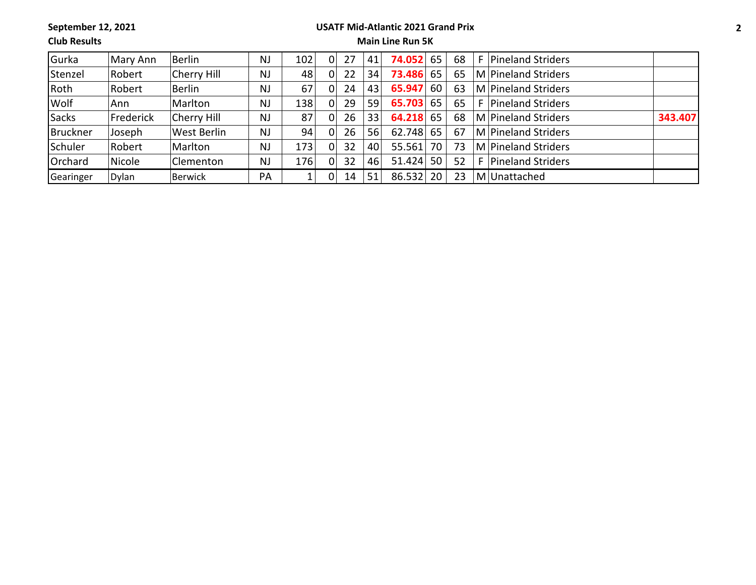September 12, 2021

**Club Results**

**USATF Mid-Atlantic 2021 Grand Prix**

**Main Line Run 5K**

| | | | | | | | | | | | | | |
|---|---|---|---|---|---|---|---|---|---|---|---|---|---|
| Gurka | Mary Ann | Berlin | NJ | 102 | 0 | 27 | 41 | **74.052** | 65 | 68 | F | Pineland Striders | |
| Stenzel | Robert | Cherry Hill | NJ | 48 | 0 | 22 | 34 | **73.486** | 65 | 65 | M | Pineland Striders | |
| Roth | Robert | Berlin | NJ | 67 | 0 | 24 | 43 | **65.947** | 60 | 63 | M | Pineland Striders | |
| Wolf | Ann | Marlton | NJ | 138 | 0 | 29 | 59 | **65.703** | 65 | 65 | F | Pineland Striders | |
| Sacks | Frederick | Cherry Hill | NJ | 87 | 0 | 26 | 33 | **64.218** | 65 | 68 | M | Pineland Striders | **343.407** |
| Bruckner | Joseph | West Berlin | NJ | 94 | 0 | 26 | 56 | 62.748 | 65 | 67 | M | Pineland Striders | |
| Schuler | Robert | Marlton | NJ | 173 | 0 | 32 | 40 | 55.561 | 70 | 73 | M | Pineland Striders | |
| Orchard | Nicole | Clementon | NJ | 176 | 0 | 32 | 46 | 51.424 | 50 | 52 | F | Pineland Striders | |
| Gearinger | Dylan | Berwick | PA | 1 | 0 | 14 | 51 | 86.532 | 20 | 23 | M | Unattached | |